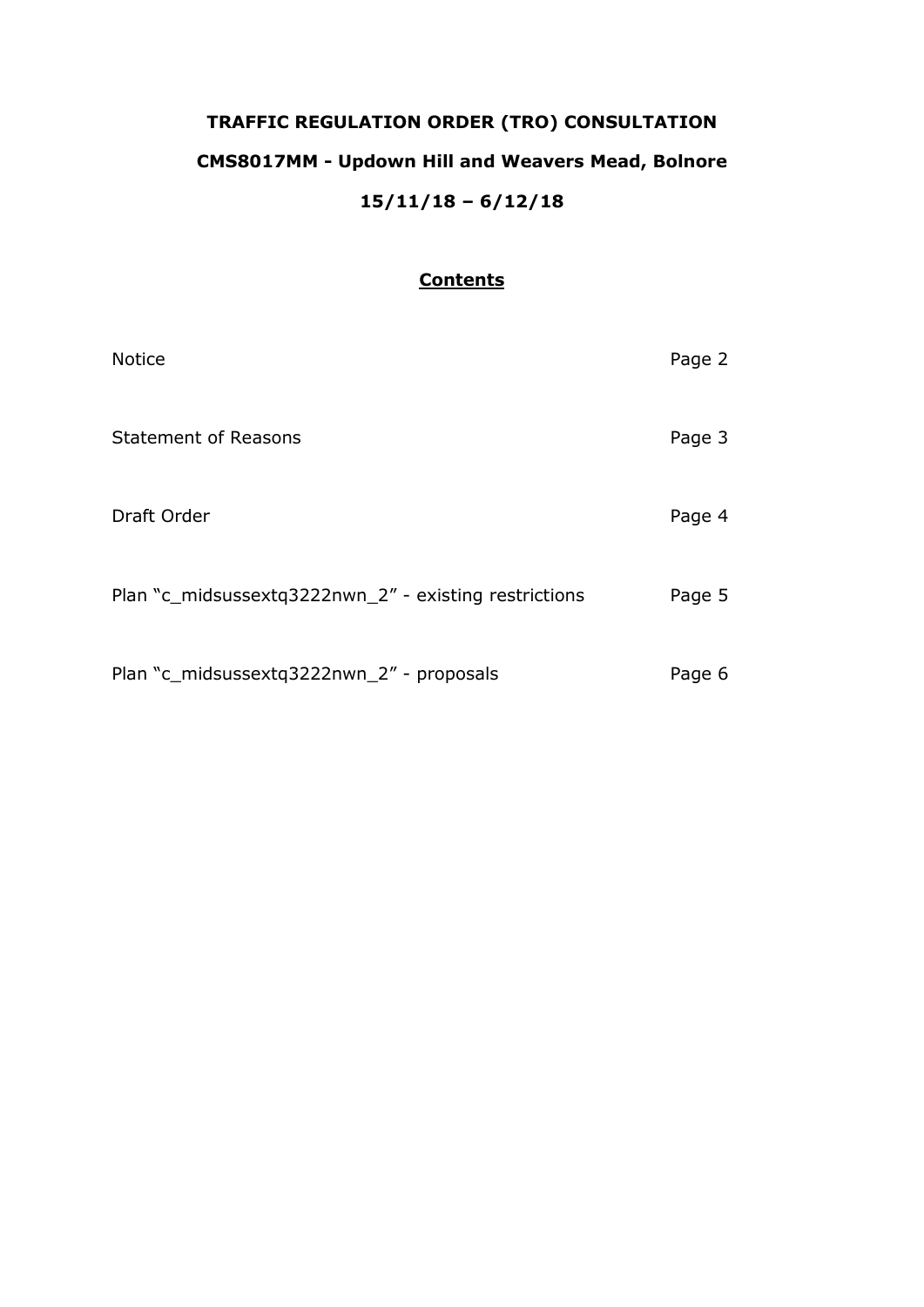# TRAFFIC REGULATION ORDER (TRO) CONSULTATION

## CMS8017MM - Updown Hill and Weavers Mead, Bolnore

## 15/11/18 – 6/12/18

**Contents**

| | |
|---|---|
| Notice | Page 2 |
| Statement of Reasons | Page 3 |
| Draft Order | Page 4 |
| Plan "c_midsussextq3222nwn_2" - existing restrictions | Page 5 |
| Plan "c_midsussextq3222nwn_2" - proposals | Page 6 |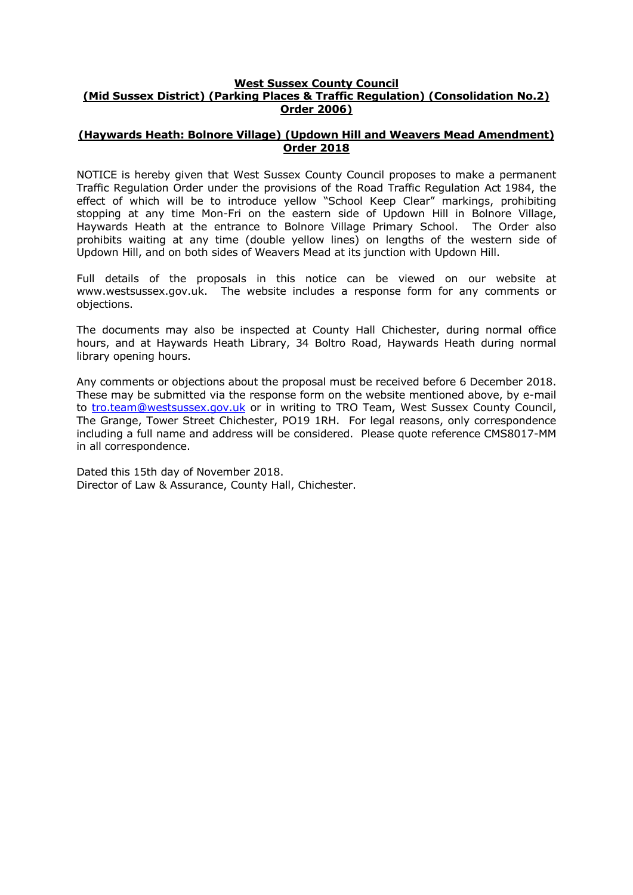**West Sussex County Council**
**(Mid Sussex District) (Parking Places & Traffic Regulation) (Consolidation No.2) Order 2006)**

**(Haywards Heath: Bolnore Village) (Updown Hill and Weavers Mead Amendment) Order 2018**

NOTICE is hereby given that West Sussex County Council proposes to make a permanent Traffic Regulation Order under the provisions of the Road Traffic Regulation Act 1984, the effect of which will be to introduce yellow "School Keep Clear" markings, prohibiting stopping at any time Mon-Fri on the eastern side of Updown Hill in Bolnore Village, Haywards Heath at the entrance to Bolnore Village Primary School. The Order also prohibits waiting at any time (double yellow lines) on lengths of the western side of Updown Hill, and on both sides of Weavers Mead at its junction with Updown Hill.

Full details of the proposals in this notice can be viewed on our website at www.westsussex.gov.uk. The website includes a response form for any comments or objections.

The documents may also be inspected at County Hall Chichester, during normal office hours, and at Haywards Heath Library, 34 Boltro Road, Haywards Heath during normal library opening hours.

Any comments or objections about the proposal must be received before 6 December 2018. These may be submitted via the response form on the website mentioned above, by e-mail to tro.team@westsussex.gov.uk or in writing to TRO Team, West Sussex County Council, The Grange, Tower Street Chichester, PO19 1RH. For legal reasons, only correspondence including a full name and address will be considered. Please quote reference CMS8017-MM in all correspondence.

Dated this 15th day of November 2018.
Director of Law & Assurance, County Hall, Chichester.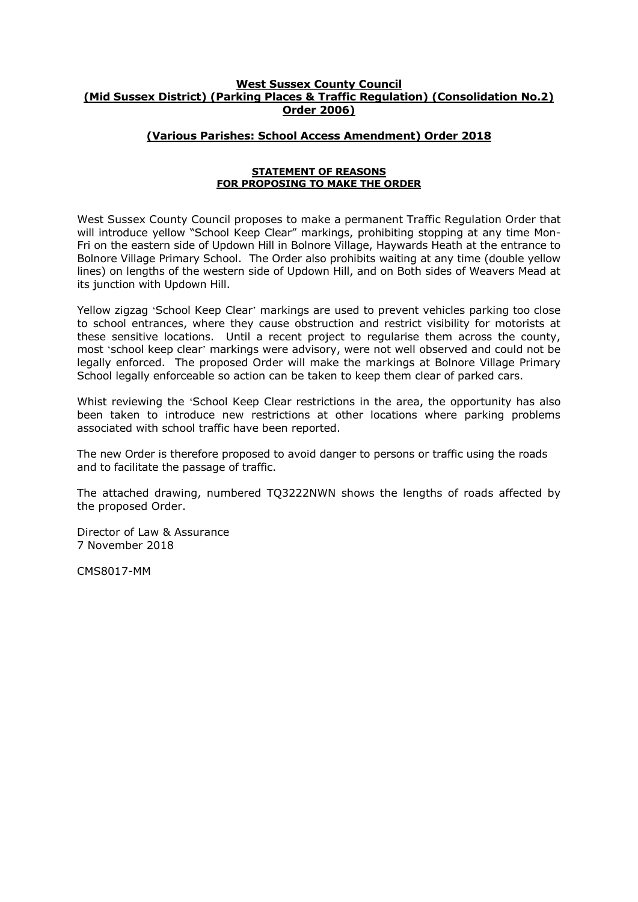**West Sussex County Council**
**(Mid Sussex District) (Parking Places & Traffic Regulation) (Consolidation No.2) Order 2006)**

**(Various Parishes: School Access Amendment) Order 2018**

**STATEMENT OF REASONS**
**FOR PROPOSING TO MAKE THE ORDER**

West Sussex County Council proposes to make a permanent Traffic Regulation Order that will introduce yellow "School Keep Clear" markings, prohibiting stopping at any time Mon-Fri on the eastern side of Updown Hill in Bolnore Village, Haywards Heath at the entrance to Bolnore Village Primary School. The Order also prohibits waiting at any time (double yellow lines) on lengths of the western side of Updown Hill, and on Both sides of Weavers Mead at its junction with Updown Hill.

Yellow zigzag 'School Keep Clear' markings are used to prevent vehicles parking too close to school entrances, where they cause obstruction and restrict visibility for motorists at these sensitive locations. Until a recent project to regularise them across the county, most 'school keep clear' markings were advisory, were not well observed and could not be legally enforced. The proposed Order will make the markings at Bolnore Village Primary School legally enforceable so action can be taken to keep them clear of parked cars.

Whist reviewing the 'School Keep Clear restrictions in the area, the opportunity has also been taken to introduce new restrictions at other locations where parking problems associated with school traffic have been reported.

The new Order is therefore proposed to avoid danger to persons or traffic using the roads and to facilitate the passage of traffic.

The attached drawing, numbered TQ3222NWN shows the lengths of roads affected by the proposed Order.

Director of Law & Assurance
7 November 2018

CMS8017-MM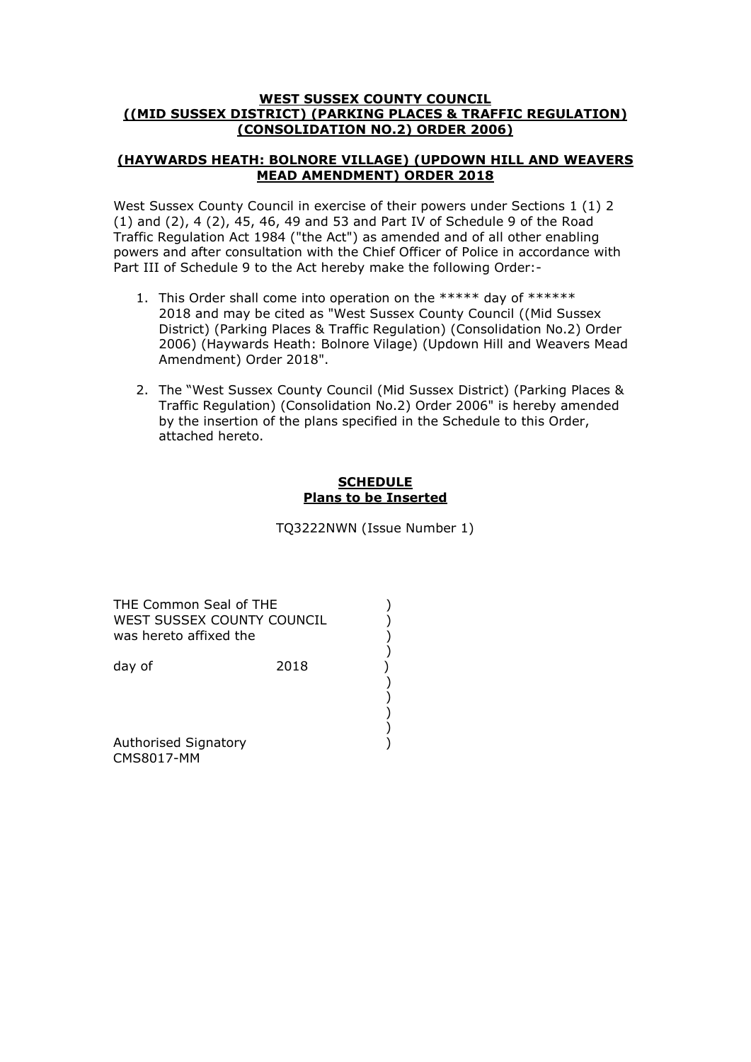**WEST SUSSEX COUNTY COUNCIL**
**((MID SUSSEX DISTRICT) (PARKING PLACES & TRAFFIC REGULATION) (CONSOLIDATION NO.2) ORDER 2006)**

**(HAYWARDS HEATH: BOLNORE VILLAGE) (UPDOWN HILL AND WEAVERS MEAD AMENDMENT) ORDER 2018**

West Sussex County Council in exercise of their powers under Sections 1 (1) 2 (1) and (2), 4 (2), 45, 46, 49 and 53 and Part IV of Schedule 9 of the Road Traffic Regulation Act 1984 ("the Act") as amended and of all other enabling powers and after consultation with the Chief Officer of Police in accordance with Part III of Schedule 9 to the Act hereby make the following Order:-

1. This Order shall come into operation on the ***** day of ****** 2018 and may be cited as "West Sussex County Council ((Mid Sussex District) (Parking Places & Traffic Regulation) (Consolidation No.2) Order 2006) (Haywards Heath: Bolnore Vilage) (Updown Hill and Weavers Mead Amendment) Order 2018".

2. The "West Sussex County Council (Mid Sussex District) (Parking Places & Traffic Regulation) (Consolidation No.2) Order 2006" is hereby amended by the insertion of the plans specified in the Schedule to this Order, attached hereto.

**SCHEDULE**
**Plans to be Inserted**

TQ3222NWN (Issue Number 1)

THE Common Seal of THE )
WEST SUSSEX COUNTY COUNCIL )
was hereto affixed the )
)
day of 2018 )
)
)
)
)
Authorised Signatory )
CMS8017-MM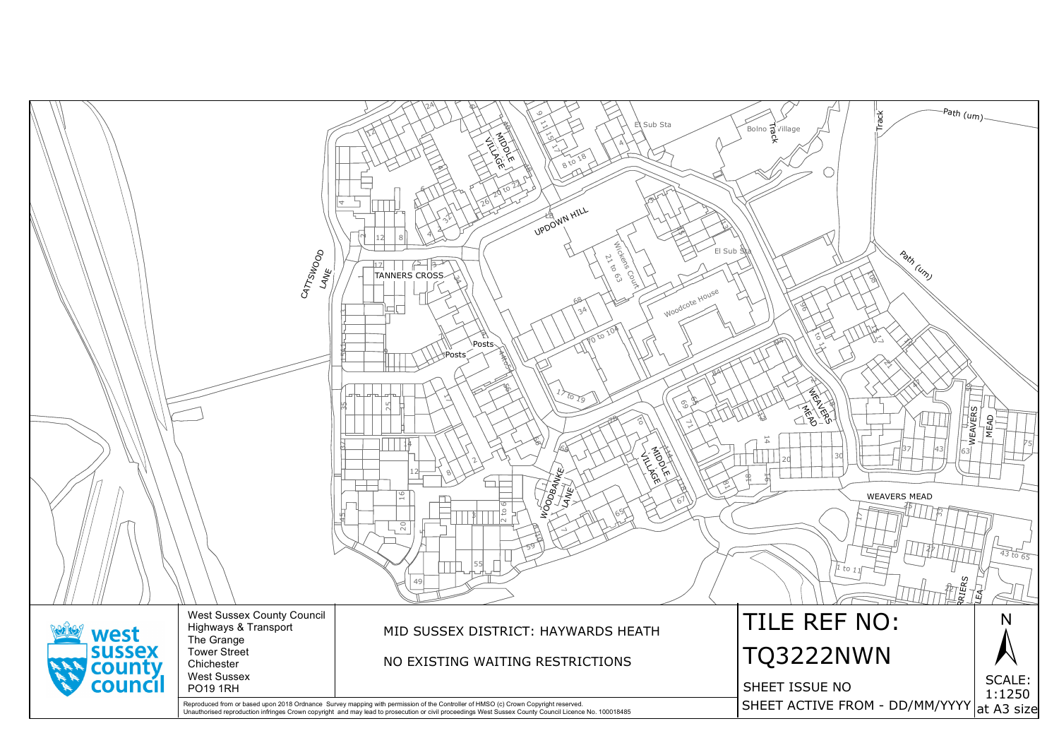West Sussex County Council
Highways & Transport
The Grange
Tower Street
Chichester
West Sussex
PO19 1RH

MID SUSSEX DISTRICT: HAYWARDS HEATH

NO EXISTING WAITING RESTRICTIONS

# TILE REF NO: TQ3222NWN

SHEET ISSUE NO

SHEET ACTIVE FROM - DD/MM/YYYY

N

SCALE: 1:1250 at A3 size

Reproduced from or based upon 2018 Ordnance Survey mapping with permission of the Controller of HMSO (c) Crown Copyright reserved.
Unauthorised reproduction infringes Crown copyright and may lead to prosecution or civil proceedings West Sussex County Council Licence No. 100018485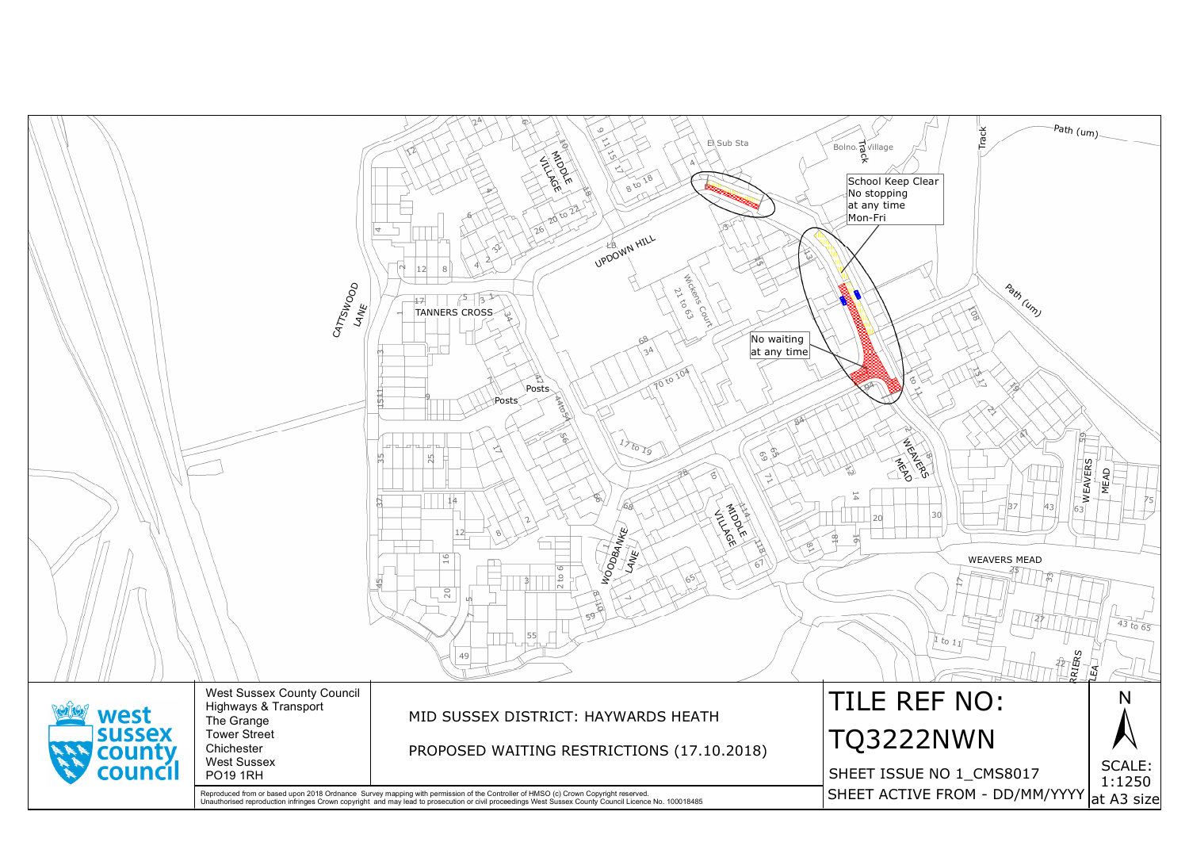School Keep Clear
No stopping
at any time
Mon-Fri

No waiting
at any time

West Sussex County Council
Highways & Transport
The Grange
Tower Street
Chichester
West Sussex
PO19 1RH

MID SUSSEX DISTRICT: HAYWARDS HEATH

PROPOSED WAITING RESTRICTIONS (17.10.2018)

TILE REF NO:

TQ3222NWN

SHEET ISSUE NO 1_CMS8017

SHEET ACTIVE FROM - DD/MM/YYYY

N

SCALE:
1:1250
at A3 size

Reproduced from or based upon 2018 Ordnance Survey mapping with permission of the Controller of HMSO (c) Crown Copyright reserved.
Unauthorised reproduction infringes Crown copyright and may lead to prosecution or civil proceedings West Sussex County Council Licence No. 100018485